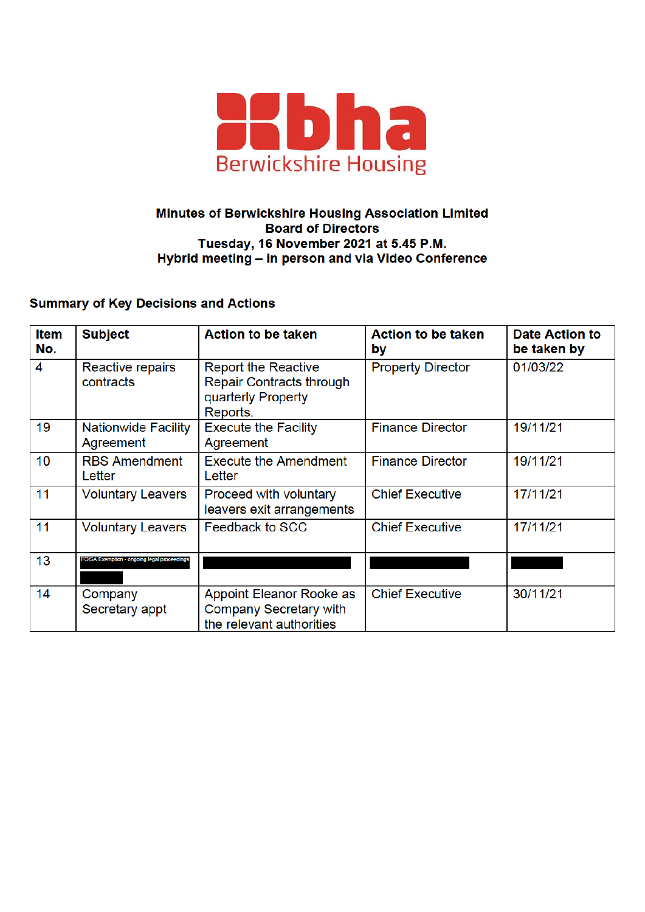bha
Berwickshire Housing

**Minutes of Berwickshire Housing Association Limited**
**Board of Directors**
**Tuesday, 16 November 2021 at 5.45 P.M.**
**Hybrid meeting – in person and via Video Conference**

**Summary of Key Decisions and Actions**

| Item No. | Subject | Action to be taken | Action to be taken by | Date Action to be taken by |
|---|---|---|---|---|
| 4 | Reactive repairs contracts | Report the Reactive Repair Contracts through quarterly Property Reports. | Property Director | 01/03/22 |
| 19 | Nationwide Facility Agreement | Execute the Facility Agreement | Finance Director | 19/11/21 |
| 10 | RBS Amendment Letter | Execute the Amendment Letter | Finance Director | 19/11/21 |
| 11 | Voluntary Leavers | Proceed with voluntary leavers exit arrangements | Chief Executive | 17/11/21 |
| 11 | Voluntary Leavers | Feedback to SCC | Chief Executive | 17/11/21 |
| 13 | FOISA Exemption - ongoing legal proceedings | | | |
| 14 | Company Secretary appt | Appoint Eleanor Rooke as Company Secretary with the relevant authorities | Chief Executive | 30/11/21 |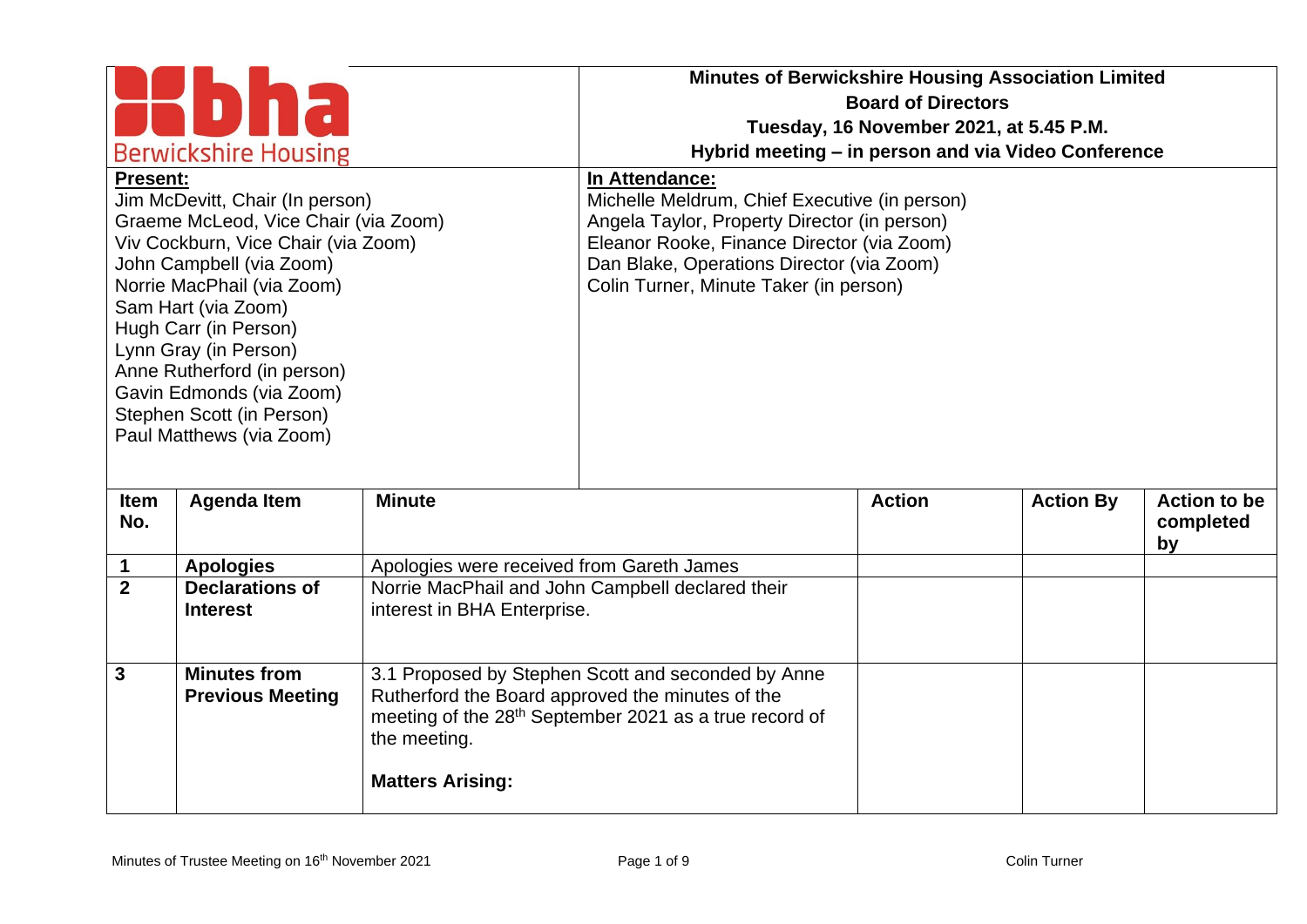**Minutes of Berwickshire Housing Association Limited**
**Board of Directors**
**Tuesday, 16 November 2021, at 5.45 P.M.**
**Hybrid meeting – in person and via Video Conference**

| **Present:** | **In Attendance:** |
| --- | --- |
| Jim McDevitt, Chair (In person)<br>Graeme McLeod, Vice Chair (via Zoom)<br>Viv Cockburn, Vice Chair (via Zoom)<br>John Campbell (via Zoom)<br>Norrie MacPhail (via Zoom)<br>Sam Hart (via Zoom)<br>Hugh Carr (in Person)<br>Lynn Gray (in Person)<br>Anne Rutherford (in person)<br>Gavin Edmonds (via Zoom)<br>Stephen Scott (in Person)<br>Paul Matthews (via Zoom) | Michelle Meldrum, Chief Executive (in person)<br>Angela Taylor, Property Director (in person)<br>Eleanor Rooke, Finance Director (via Zoom)<br>Dan Blake, Operations Director (via Zoom)<br>Colin Turner, Minute Taker (in person) |

| Item No. | Agenda Item | Minute | Action | Action By | Action to be completed by |
| --- | --- | --- | --- | --- | --- |
| **1** | **Apologies** | Apologies were received from Gareth James | | | |
| **2** | **Declarations of Interest** | Norrie MacPhail and John Campbell declared their interest in BHA Enterprise. | | | |
| **3** | **Minutes from Previous Meeting** | 3.1 Proposed by Stephen Scott and seconded by Anne Rutherford the Board approved the minutes of the meeting of the 28th September 2021 as a true record of the meeting.<br><br>**Matters Arising:** | | | |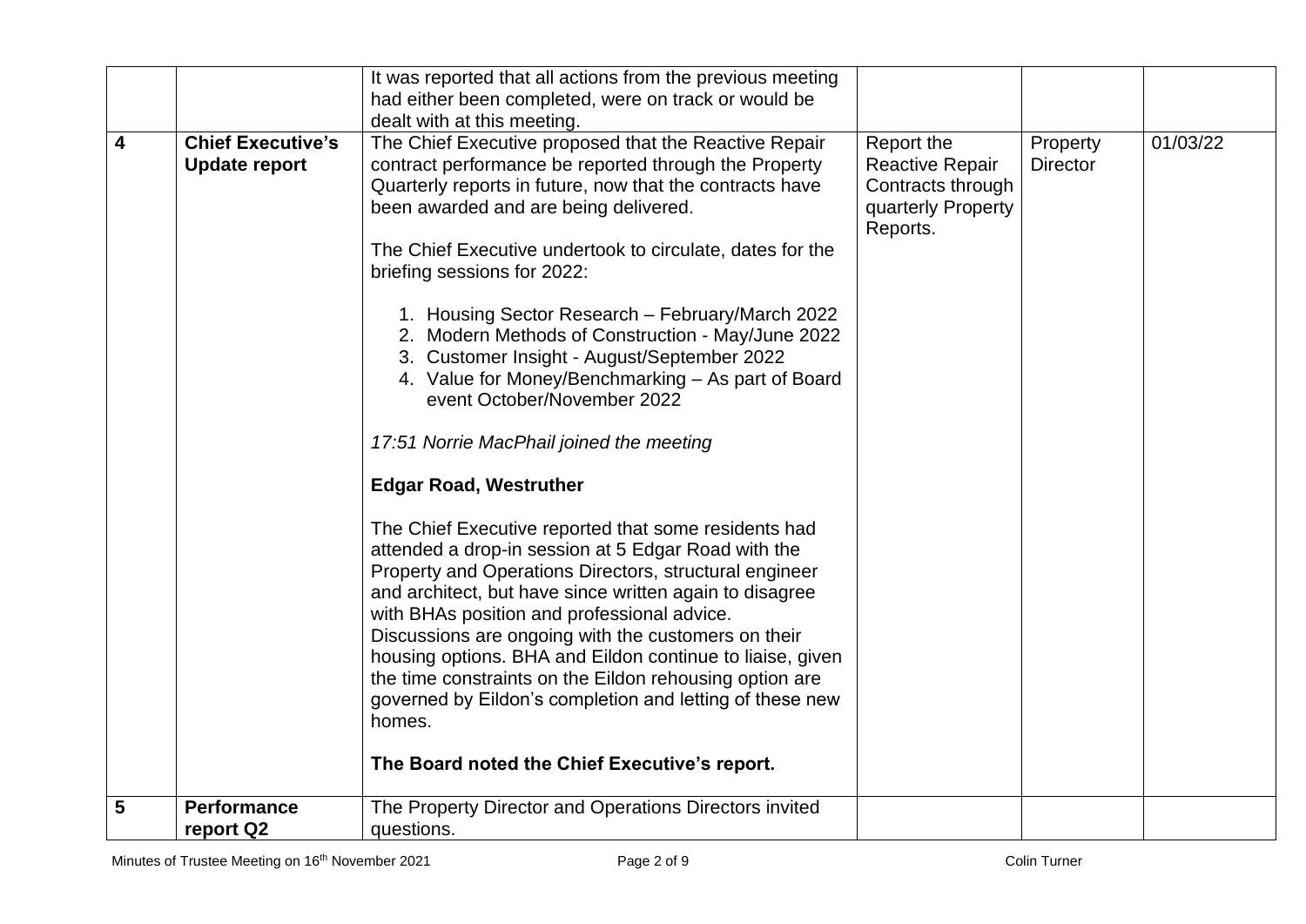| | | | | | |
|---|---|---|---|---|---|
| | | It was reported that all actions from the previous meeting had either been completed, were on track or would be dealt with at this meeting. | | | |
| **4** | **Chief Executive's Update report** | The Chief Executive proposed that the Reactive Repair contract performance be reported through the Property Quarterly reports in future, now that the contracts have been awarded and are being delivered.<br><br>The Chief Executive undertook to circulate, dates for the briefing sessions for 2022:<br><br>1. Housing Sector Research – February/March 2022<br>2. Modern Methods of Construction - May/June 2022<br>3. Customer Insight - August/September 2022<br>4. Value for Money/Benchmarking – As part of Board event October/November 2022<br><br>*17:51 Norrie MacPhail joined the meeting*<br><br>**Edgar Road, Westruther**<br><br>The Chief Executive reported that some residents had attended a drop-in session at 5 Edgar Road with the Property and Operations Directors, structural engineer and architect, but have since written again to disagree with BHAs position and professional advice. Discussions are ongoing with the customers on their housing options. BHA and Eildon continue to liaise, given the time constraints on the Eildon rehousing option are governed by Eildon's completion and letting of these new homes.<br><br>**The Board noted the Chief Executive's report.** | Report the Reactive Repair Contracts through quarterly Property Reports. | Property Director | 01/03/22 |
| **5** | **Performance report Q2** | The Property Director and Operations Directors invited questions. | | | |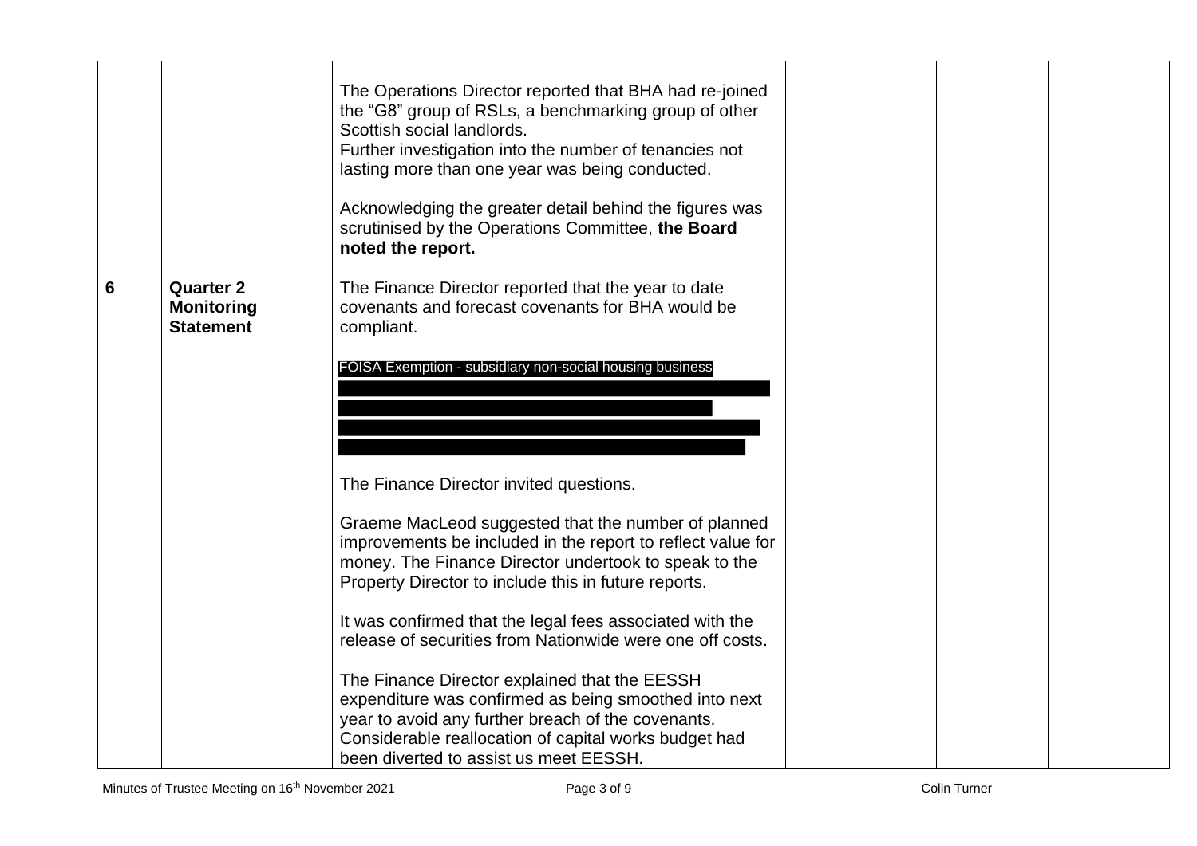| | | | | | |
|---|---|---|---|---|---|
| | | The Operations Director reported that BHA had re-joined the "G8" group of RSLs, a benchmarking group of other Scottish social landlords.<br>Further investigation into the number of tenancies not lasting more than one year was being conducted.<br><br>Acknowledging the greater detail behind the figures was scrutinised by the Operations Committee, **the Board noted the report.** | | | |
| **6** | **Quarter 2 Monitoring Statement** | The Finance Director reported that the year to date covenants and forecast covenants for BHA would be compliant.<br><br>FOISA Exemption - subsidiary non-social housing business<br><br>The Finance Director invited questions.<br><br>Graeme MacLeod suggested that the number of planned improvements be included in the report to reflect value for money. The Finance Director undertook to speak to the Property Director to include this in future reports.<br><br>It was confirmed that the legal fees associated with the release of securities from Nationwide were one off costs.<br><br>The Finance Director explained that the EESSH expenditure was confirmed as being smoothed into next year to avoid any further breach of the covenants. Considerable reallocation of capital works budget had been diverted to assist us meet EESSH. | | | |

Minutes of Trustee Meeting on 16th November 2021 — Colin Turner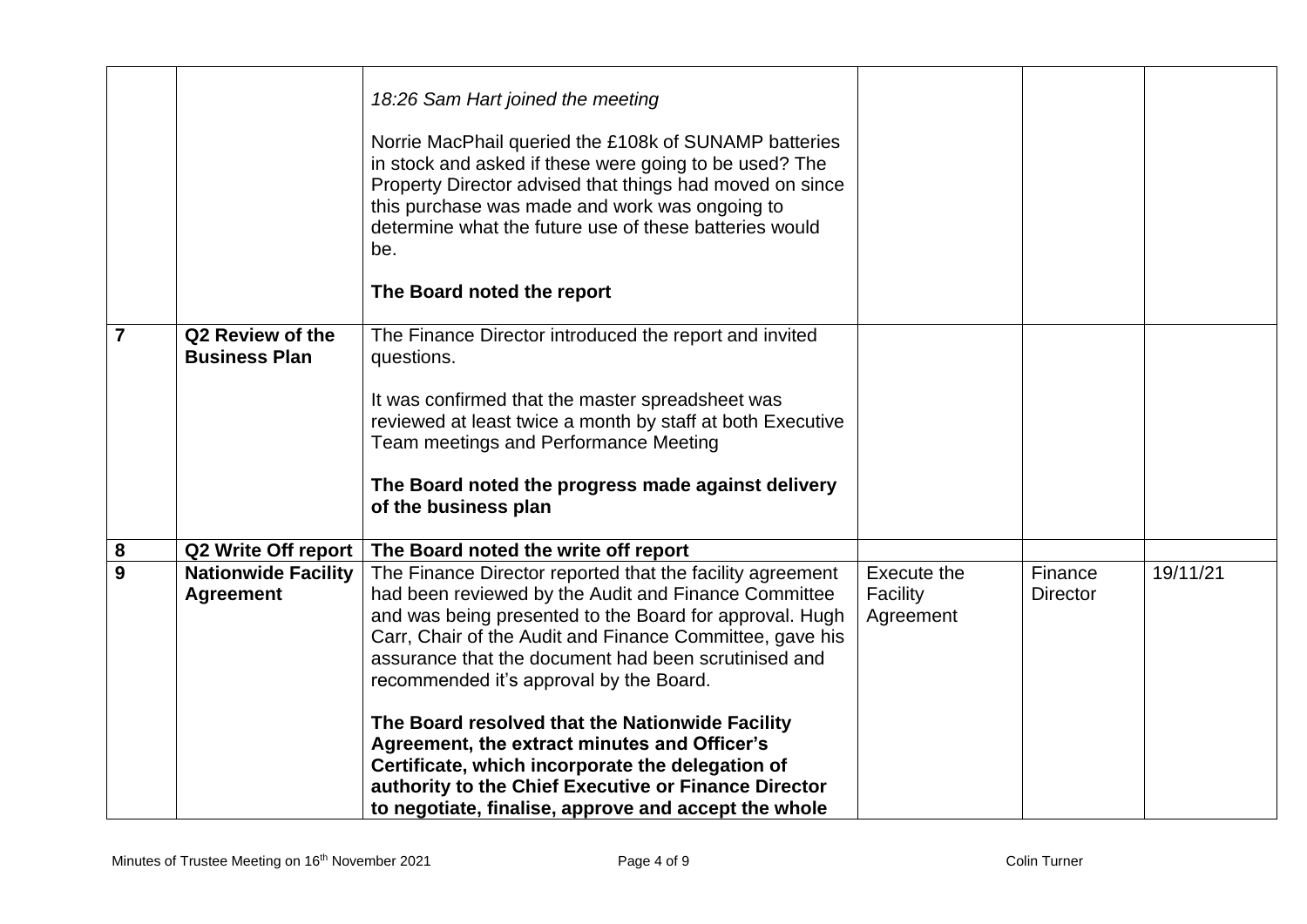| | | | | | |
|---|---|---|---|---|---|
| | | *18:26 Sam Hart joined the meeting*<br><br>Norrie MacPhail queried the £108k of SUNAMP batteries in stock and asked if these were going to be used? The Property Director advised that things had moved on since this purchase was made and work was ongoing to determine what the future use of these batteries would be.<br><br>**The Board noted the report** | | | |
| **7** | **Q2 Review of the Business Plan** | The Finance Director introduced the report and invited questions.<br><br>It was confirmed that the master spreadsheet was reviewed at least twice a month by staff at both Executive Team meetings and Performance Meeting<br><br>**The Board noted the progress made against delivery of the business plan** | | | |
| **8** | **Q2 Write Off report** | **The Board noted the write off report** | | | |
| **9** | **Nationwide Facility Agreement** | The Finance Director reported that the facility agreement had been reviewed by the Audit and Finance Committee and was being presented to the Board for approval. Hugh Carr, Chair of the Audit and Finance Committee, gave his assurance that the document had been scrutinised and recommended it's approval by the Board.<br><br>**The Board resolved that the Nationwide Facility Agreement, the extract minutes and Officer's Certificate, which incorporate the delegation of authority to the Chief Executive or Finance Director to negotiate, finalise, approve and accept the whole** | Execute the Facility Agreement | Finance Director | 19/11/21 |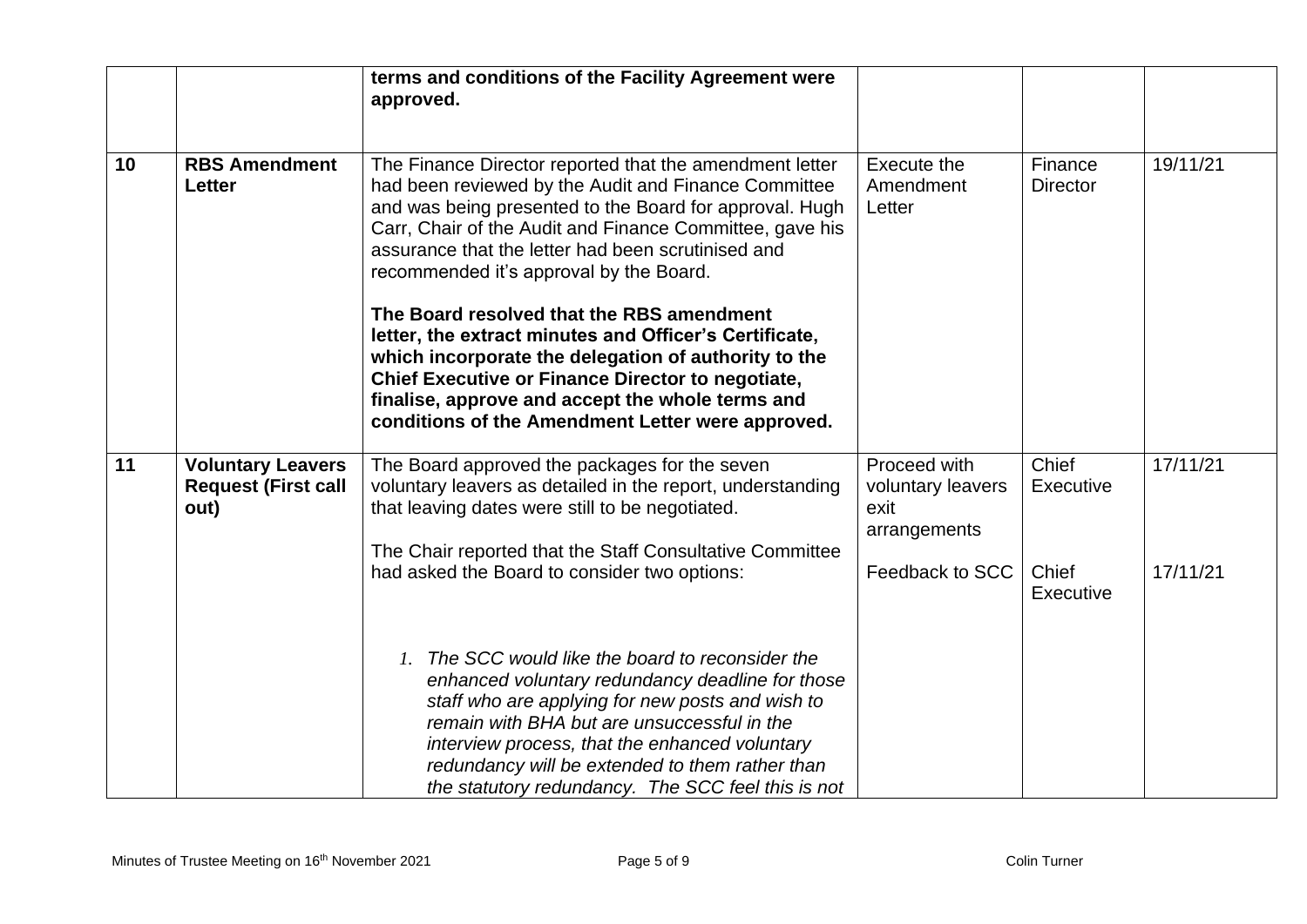| | | | | | |
|---|---|---|---|---|---|
| | | **terms and conditions of the Facility Agreement were approved.** | | | |
| 10 | **RBS Amendment Letter** | The Finance Director reported that the amendment letter had been reviewed by the Audit and Finance Committee and was being presented to the Board for approval. Hugh Carr, Chair of the Audit and Finance Committee, gave his assurance that the letter had been scrutinised and recommended it's approval by the Board.<br><br>**The Board resolved that the RBS amendment letter, the extract minutes and Officer's Certificate, which incorporate the delegation of authority to the Chief Executive or Finance Director to negotiate, finalise, approve and accept the whole terms and conditions of the Amendment Letter were approved.** | Execute the Amendment Letter | Finance Director | 19/11/21 |
| 11 | **Voluntary Leavers Request (First call out)** | The Board approved the packages for the seven voluntary leavers as detailed in the report, understanding that leaving dates were still to be negotiated.<br><br>The Chair reported that the Staff Consultative Committee had asked the Board to consider two options:<br><br>1. *The SCC would like the board to reconsider the enhanced voluntary redundancy deadline for those staff who are applying for new posts and wish to remain with BHA but are unsuccessful in the interview process, that the enhanced voluntary redundancy will be extended to them rather than the statutory redundancy. The SCC feel this is not* | Proceed with voluntary leavers exit arrangements<br><br>Feedback to SCC | Chief Executive<br><br>Chief Executive | 17/11/21<br><br>17/11/21 |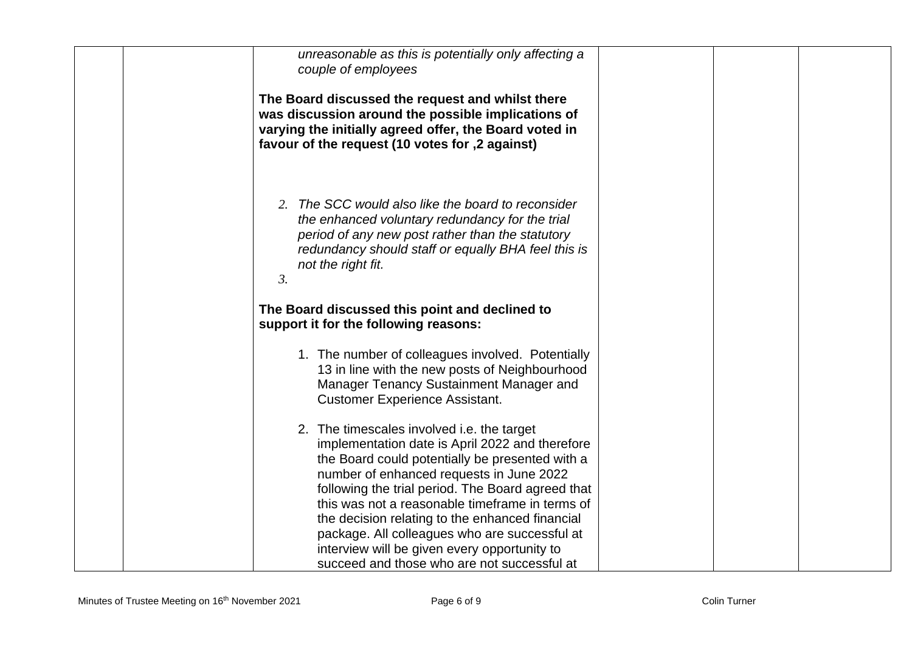| | | | | | |
|---|---|---|---|---|---|
| | | *unreasonable as this is potentially only affecting a couple of employees*<br><br>**The Board discussed the request and whilst there was discussion around the possible implications of varying the initially agreed offer, the Board voted in favour of the request (10 votes for ,2 against)**<br><br>2. *The SCC would also like the board to reconsider the enhanced voluntary redundancy for the trial period of any new post rather than the statutory redundancy should staff or equally BHA feel this is not the right fit.*<br>3.<br><br>**The Board discussed this point and declined to support it for the following reasons:**<br><br>1. The number of colleagues involved. Potentially 13 in line with the new posts of Neighbourhood Manager Tenancy Sustainment Manager and Customer Experience Assistant.<br><br>2. The timescales involved i.e. the target implementation date is April 2022 and therefore the Board could potentially be presented with a number of enhanced requests in June 2022 following the trial period. The Board agreed that this was not a reasonable timeframe in terms of the decision relating to the enhanced financial package. All colleagues who are successful at interview will be given every opportunity to succeed and those who are not successful at | | | |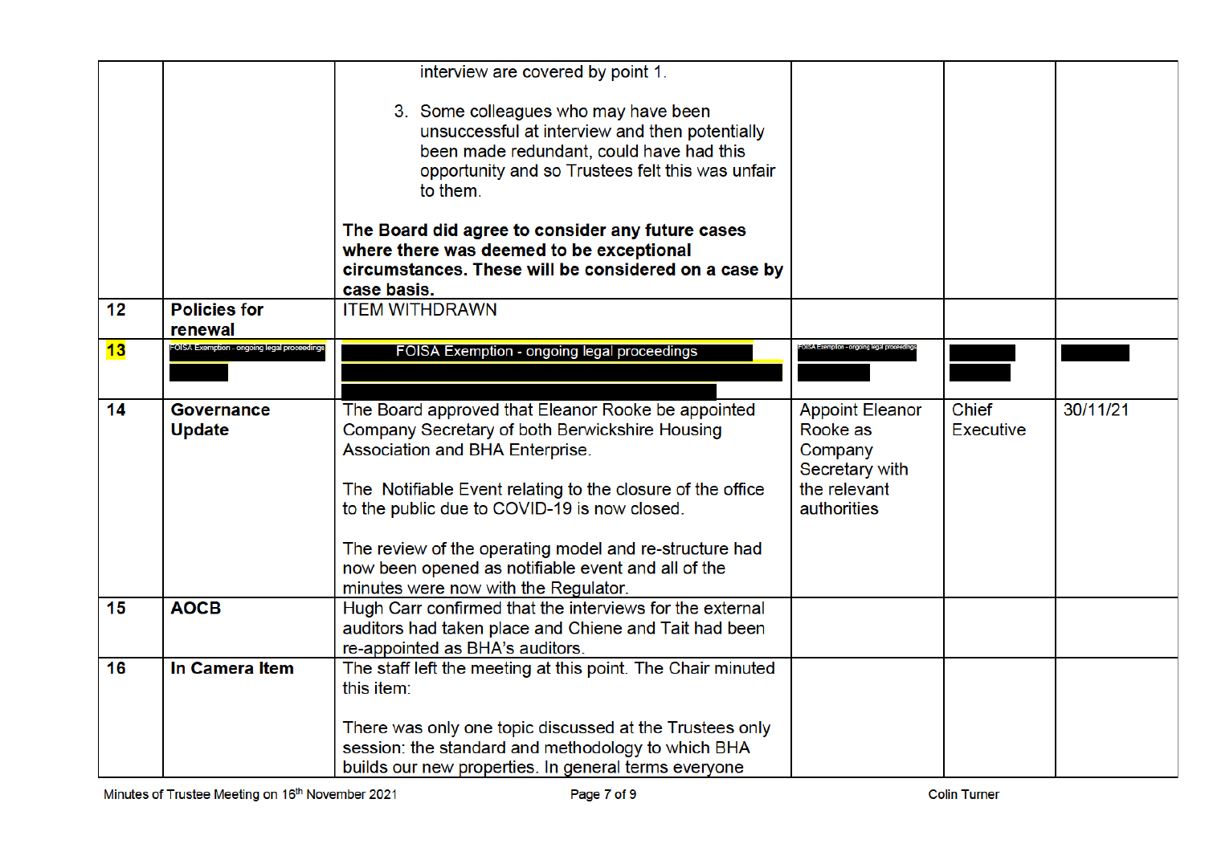| | | | | | |
|---|---|---|---|---|---|
| | | interview are covered by point 1.<br><br>3. Some colleagues who may have been unsuccessful at interview and then potentially been made redundant, could have had this opportunity and so Trustees felt this was unfair to them.<br><br>**The Board did agree to consider any future cases where there was deemed to be exceptional circumstances. These will be considered on a case by case basis.** | | | |
| **12** | **Policies for renewal** | ITEM WITHDRAWN | | | |
| **13** | FOISA Exemption - ongoing legal proceedings | FOISA Exemption - ongoing legal proceedings | FOISA Exemption - ongoing legal proceedings | | |
| **14** | **Governance Update** | The Board approved that Eleanor Rooke be appointed Company Secretary of both Berwickshire Housing Association and BHA Enterprise.<br><br>The Notifiable Event relating to the closure of the office to the public due to COVID-19 is now closed.<br><br>The review of the operating model and re-structure had now been opened as notifiable event and all of the minutes were now with the Regulator. | Appoint Eleanor Rooke as Company Secretary with the relevant authorities | Chief Executive | 30/11/21 |
| **15** | **AOCB** | Hugh Carr confirmed that the interviews for the external auditors had taken place and Chiene and Tait had been re-appointed as BHA's auditors. | | | |
| **16** | **In Camera Item** | The staff left the meeting at this point. The Chair minuted this item:<br><br>There was only one topic discussed at the Trustees only session: the standard and methodology to which BHA builds our new properties. In general terms everyone | | | |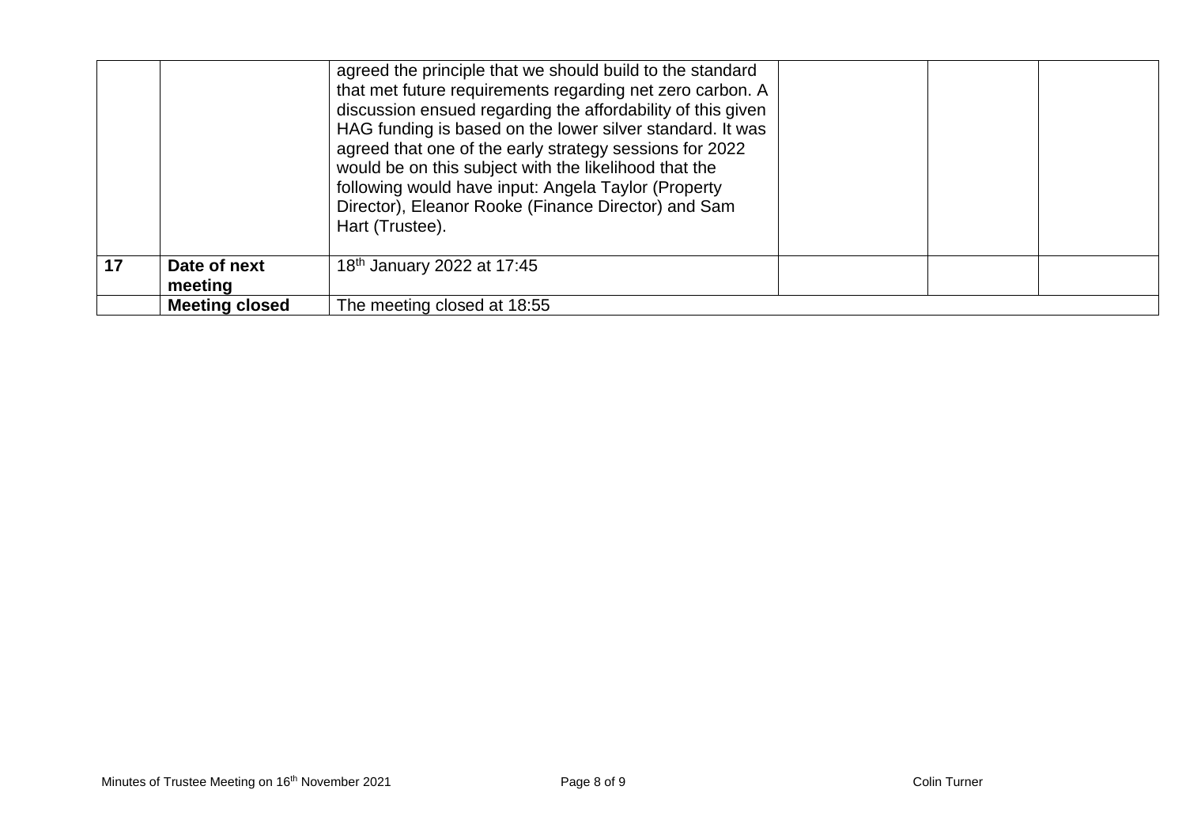| | | | | | |
|---|---|---|---|---|---|
| | | agreed the principle that we should build to the standard that met future requirements regarding net zero carbon. A discussion ensued regarding the affordability of this given HAG funding is based on the lower silver standard. It was agreed that one of the early strategy sessions for 2022 would be on this subject with the likelihood that the following would have input: Angela Taylor (Property Director), Eleanor Rooke (Finance Director) and Sam Hart (Trustee). | | | |
| **17** | **Date of next meeting** | 18th January 2022 at 17:45 | | | |
| | **Meeting closed** | The meeting closed at 18:55 | | | |